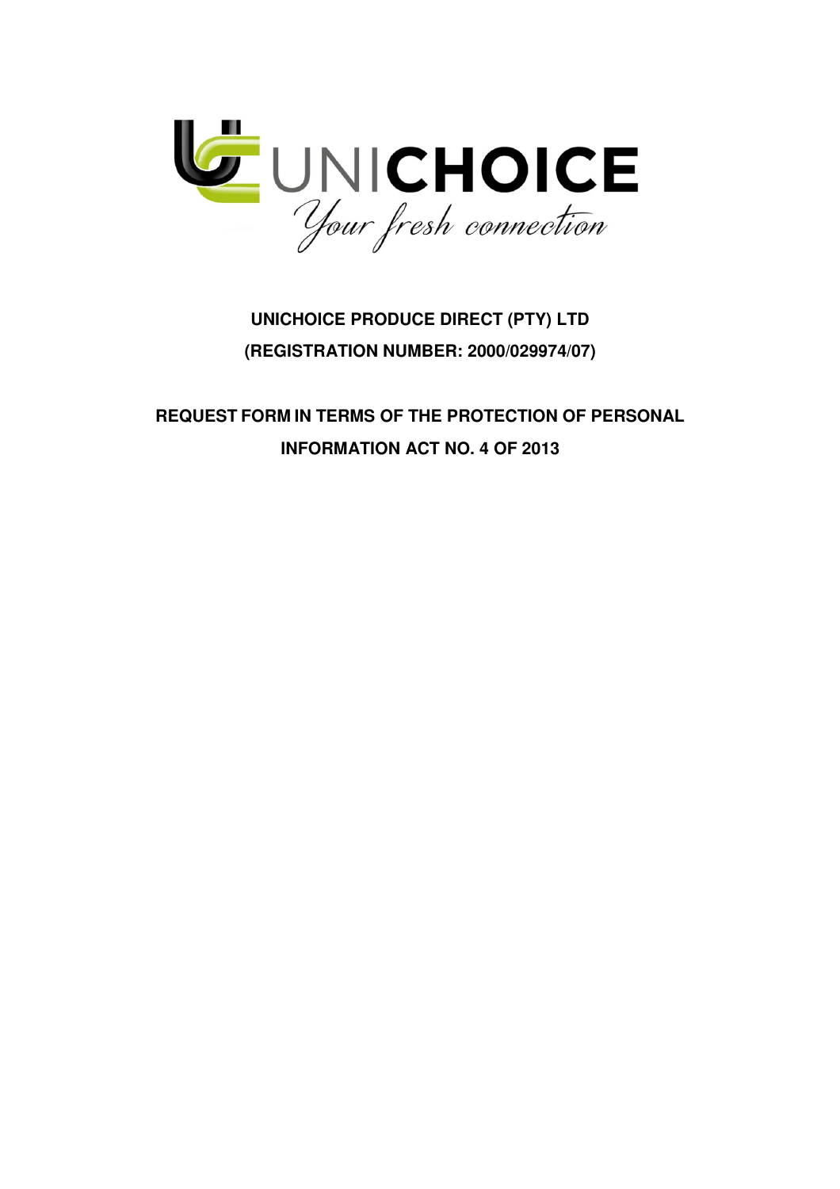UNICHOICE
Your fresh connection

# UNICHOICE PRODUCE DIRECT (PTY) LTD

**(REGISTRATION NUMBER: 2000/029974/07)**

## REQUEST FORM IN TERMS OF THE PROTECTION OF PERSONAL INFORMATION ACT NO. 4 OF 2013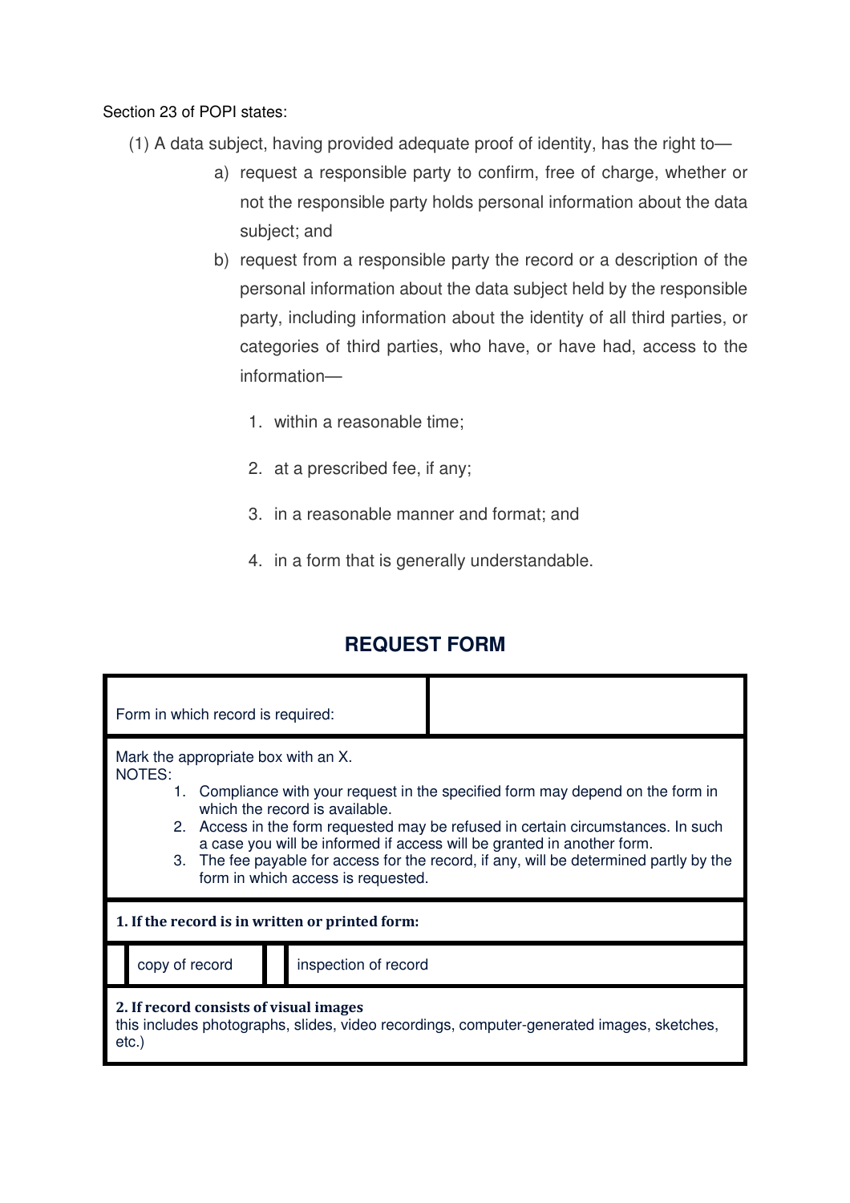Section 23 of POPI states:

(1) A data subject, having provided adequate proof of identity, has the right to—

a) request a responsible party to confirm, free of charge, whether or not the responsible party holds personal information about the data subject; and

b) request from a responsible party the record or a description of the personal information about the data subject held by the responsible party, including information about the identity of all third parties, or categories of third parties, who have, or have had, access to the information—

1. within a reasonable time;
2. at a prescribed fee, if any;
3. in a reasonable manner and format; and
4. in a form that is generally understandable.

## REQUEST FORM

| Form in which record is required: | | | |
|---|---|---|---|
| Mark the appropriate box with an X.<br>NOTES:<br>1. Compliance with your request in the specified form may depend on the form in which the record is available.<br>2. Access in the form requested may be refused in certain circumstances. In such a case you will be informed if access will be granted in another form.<br>3. The fee payable for access for the record, if any, will be determined partly by the form in which access is requested. | | | |
| **1. If the record is in written or printed form:** | | | |
| | copy of record | | inspection of record |
| **2. If record consists of visual images**<br>this includes photographs, slides, video recordings, computer-generated images, sketches, etc.) | | | |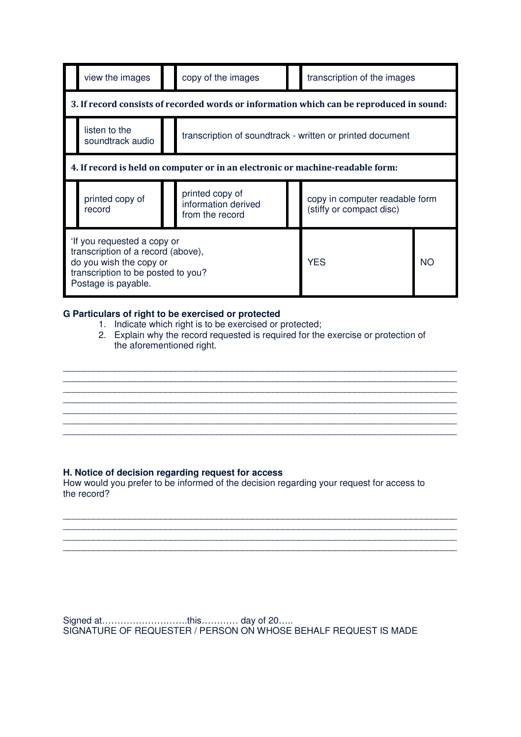| | | | | | |
|---|---|---|---|---|---|
| | view the images | | copy of the images | | transcription of the images |
| **3. If record consists of recorded words or information which can be reproduced in sound:** | | | | | |
| | listen to the soundtrack audio | | transcription of soundtrack - written or printed document | | |
| **4. If record is held on computer or in an electronic or machine-readable form:** | | | | | |
| | printed copy of record | | printed copy of information derived from the record | | copy in computer readable form (stiffy or compact disc) |

| | | |
|---|---|---|
| 'If you requested a copy or transcription of a record (above), do you wish the copy or transcription to be posted to you? Postage is payable. | YES | NO |

**G Particulars of right to be exercised or protected**

1. Indicate which right is to be exercised or protected;
2. Explain why the record requested is required for the exercise or protection of the aforementioned right.

_______________________________________________________________________________
_______________________________________________________________________________
_______________________________________________________________________________
_______________________________________________________________________________
_______________________________________________________________________________
_______________________________________________________________________________
_______________________________________________________________________________

**H. Notice of decision regarding request for access**

How would you prefer to be informed of the decision regarding your request for access to the record?

_______________________________________________________________________________
_______________________________________________________________________________
_______________________________________________________________________________
_______________________________________________________________________________

Signed at……………………….this………… day of 20…..
SIGNATURE OF REQUESTER / PERSON ON WHOSE BEHALF REQUEST IS MADE